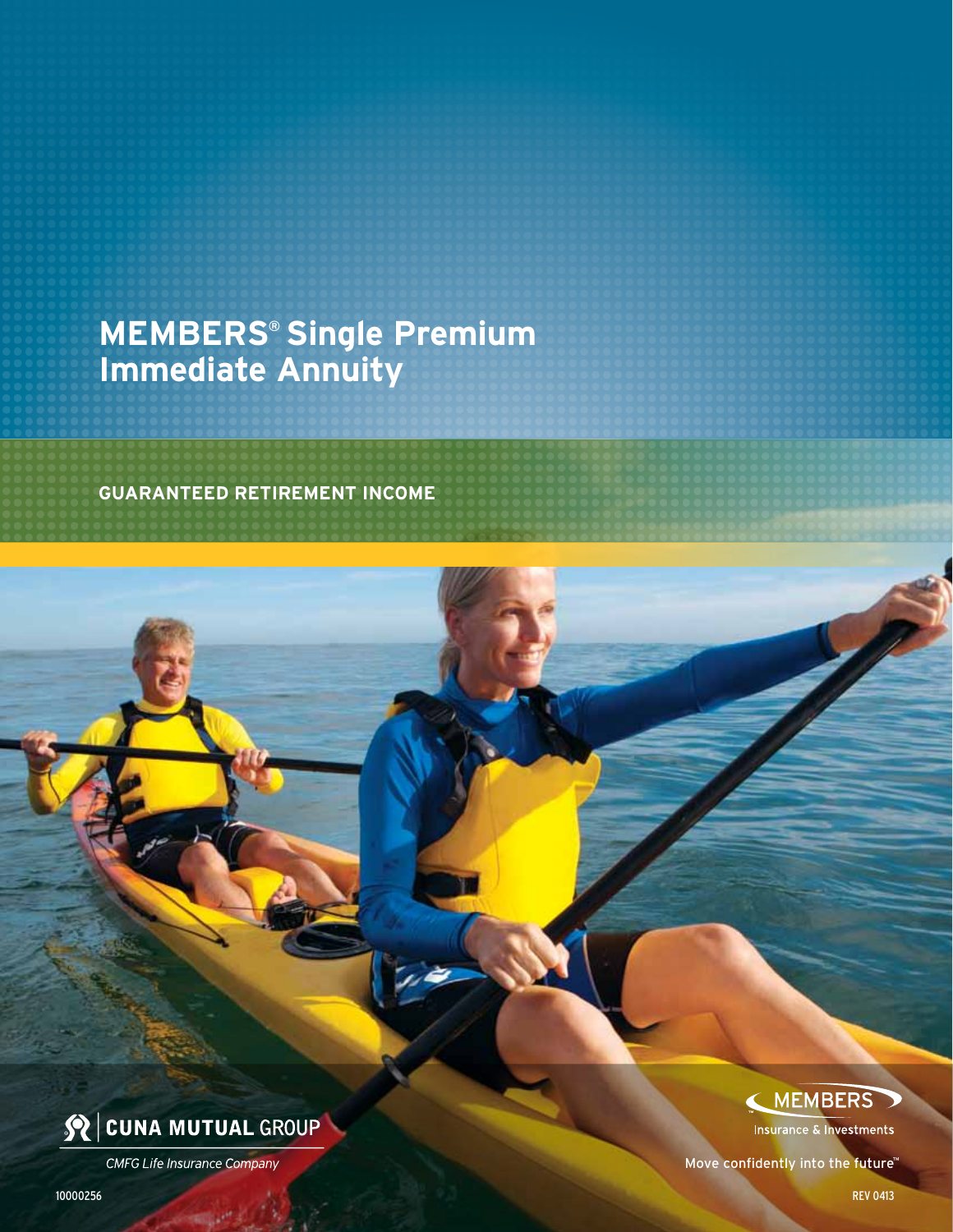# MEMBERS® Single Premium Immediate Annuity

## GUARANTEED RETIREMENT INCOME

CUNA MUTUAL GROUP

*CMFG Life Insurance Company*

MEMBERS

Insurance & Investments

Move confidently into the future™

10000256

REV 0413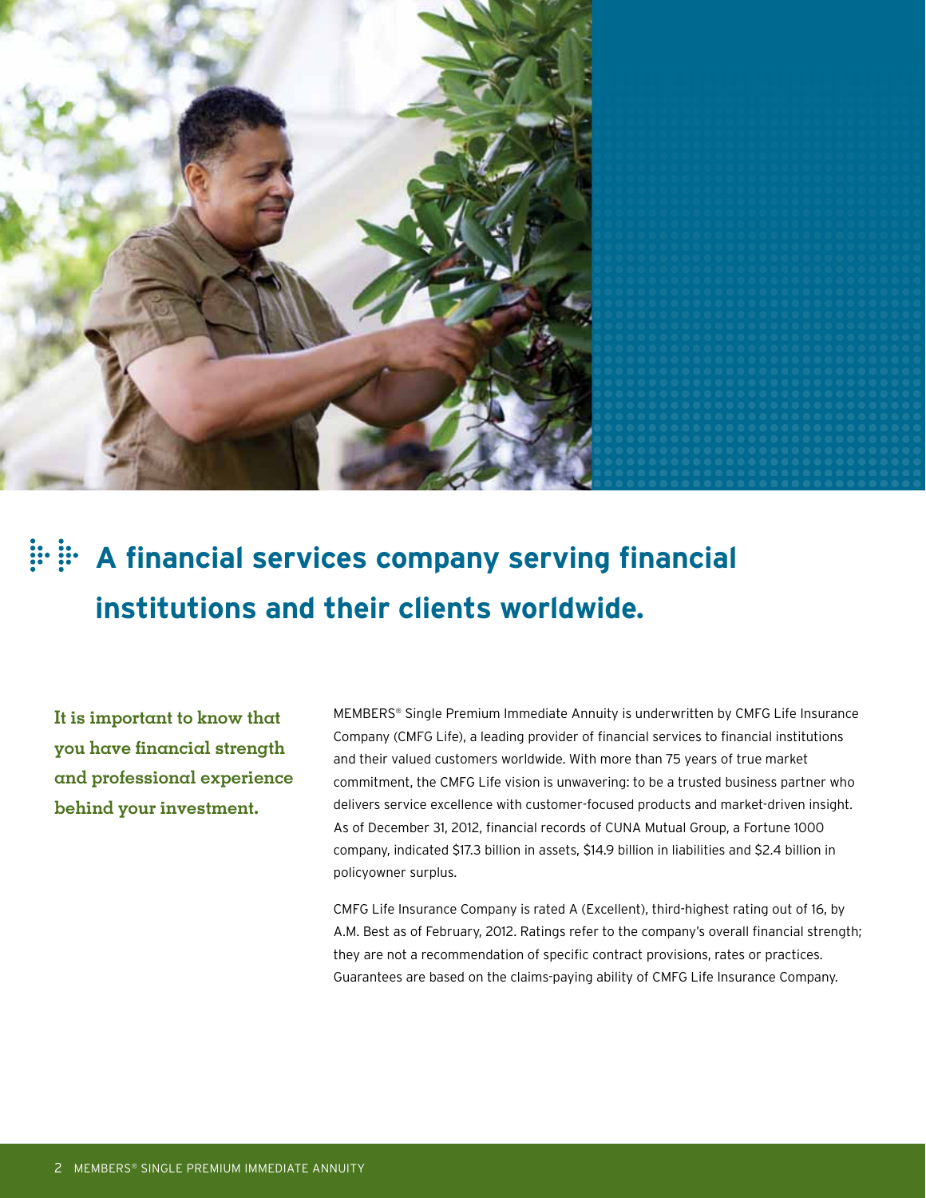## A financial services company serving financial institutions and their clients worldwide.

**It is important to know that you have financial strength and professional experience behind your investment.**

MEMBERS® Single Premium Immediate Annuity is underwritten by CMFG Life Insurance Company (CMFG Life), a leading provider of financial services to financial institutions and their valued customers worldwide. With more than 75 years of true market commitment, the CMFG Life vision is unwavering: to be a trusted business partner who delivers service excellence with customer-focused products and market-driven insight. As of December 31, 2012, financial records of CUNA Mutual Group, a Fortune 1000 company, indicated $17.3 billion in assets, $14.9 billion in liabilities and $2.4 billion in policyowner surplus.

CMFG Life Insurance Company is rated A (Excellent), third-highest rating out of 16, by A.M. Best as of February, 2012. Ratings refer to the company's overall financial strength; they are not a recommendation of specific contract provisions, rates or practices. Guarantees are based on the claims-paying ability of CMFG Life Insurance Company.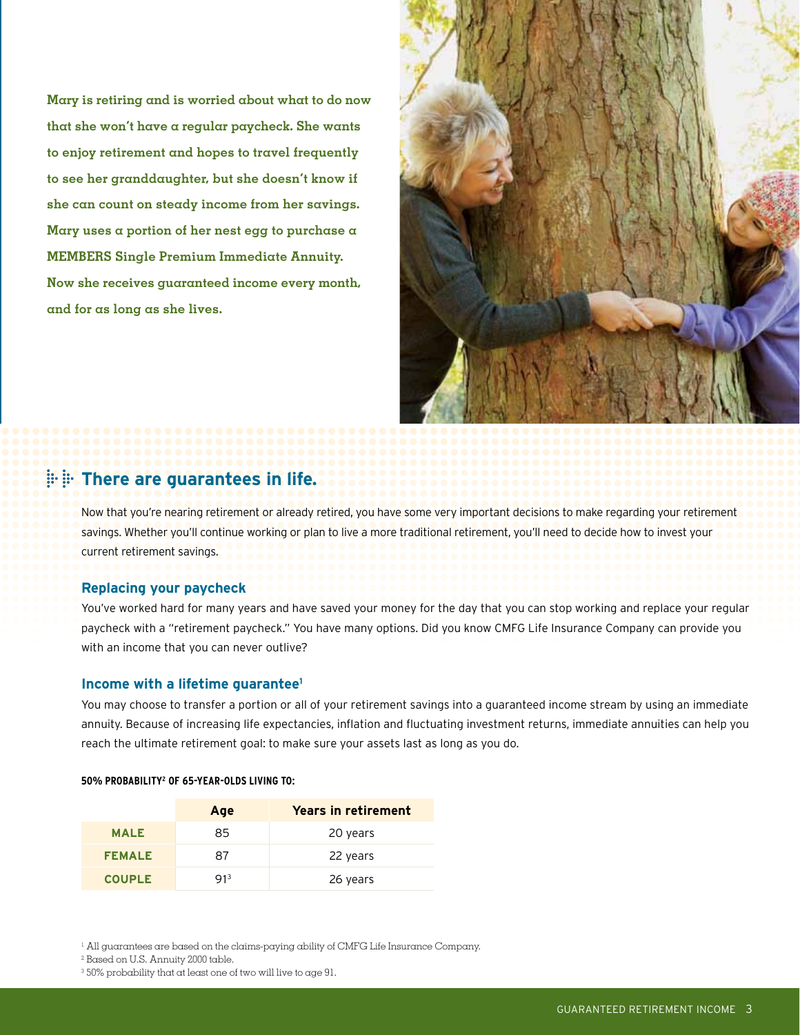**Mary is retiring and is worried about what to do now that she won't have a regular paycheck. She wants to enjoy retirement and hopes to travel frequently to see her granddaughter, but she doesn't know if she can count on steady income from her savings. Mary uses a portion of her nest egg to purchase a MEMBERS Single Premium Immediate Annuity. Now she receives guaranteed income every month, and for as long as she lives.**

## There are guarantees in life.

Now that you're nearing retirement or already retired, you have some very important decisions to make regarding your retirement savings. Whether you'll continue working or plan to live a more traditional retirement, you'll need to decide how to invest your current retirement savings.

### Replacing your paycheck

You've worked hard for many years and have saved your money for the day that you can stop working and replace your regular paycheck with a "retirement paycheck." You have many options. Did you know CMFG Life Insurance Company can provide you with an income that you can never outlive?

### Income with a lifetime guarantee[1]

You may choose to transfer a portion or all of your retirement savings into a guaranteed income stream by using an immediate annuity. Because of increasing life expectancies, inflation and fluctuating investment returns, immediate annuities can help you reach the ultimate retirement goal: to make sure your assets last as long as you do.

**50% PROBABILITY[2] OF 65-YEAR-OLDS LIVING TO:**

| | Age | Years in retirement |
|---|---|---|
| **MALE** | 85 | 20 years |
| **FEMALE** | 87 | 22 years |
| **COUPLE** | 91[3] | 26 years |

[1] All guarantees are based on the claims-paying ability of CMFG Life Insurance Company.
[2] Based on U.S. Annuity 2000 table.
[3] 50% probability that at least one of two will live to age 91.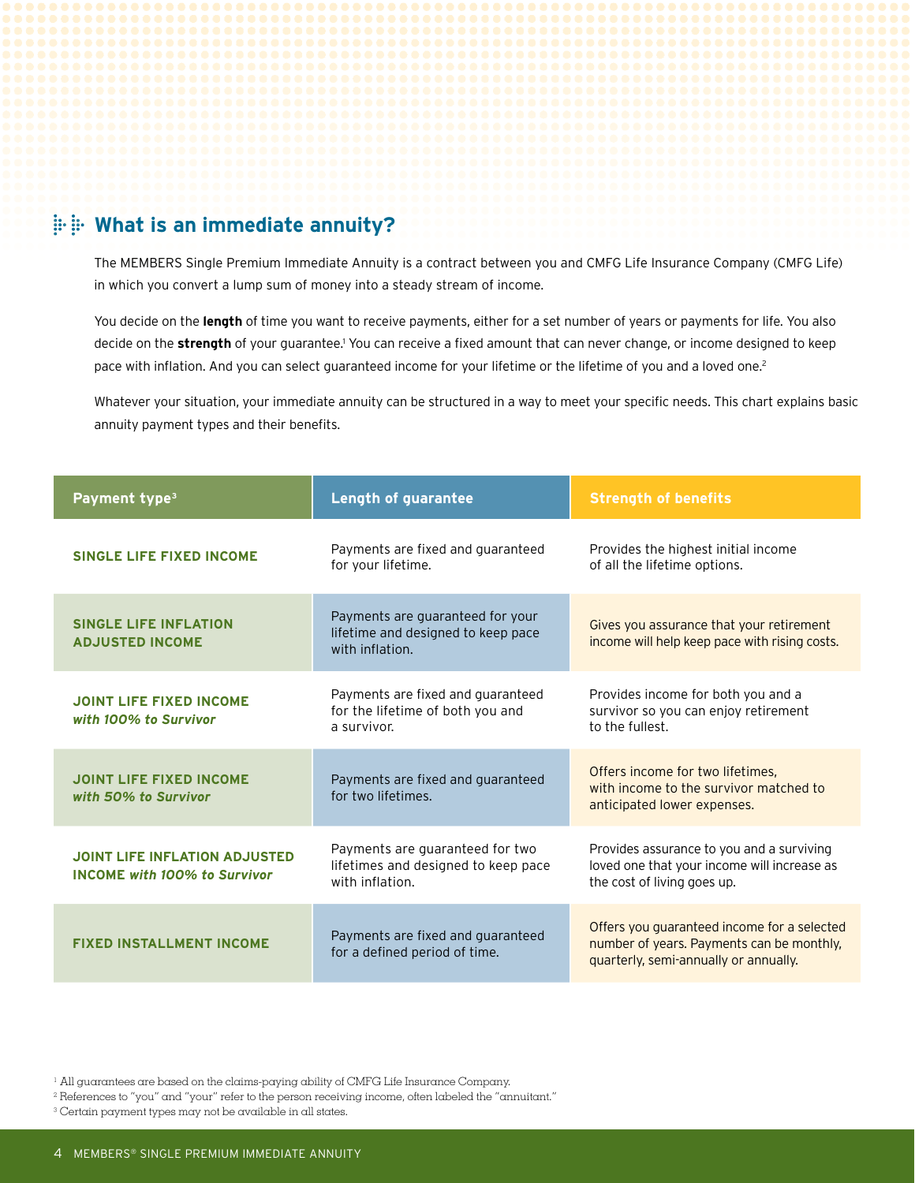## What is an immediate annuity?

The MEMBERS Single Premium Immediate Annuity is a contract between you and CMFG Life Insurance Company (CMFG Life) in which you convert a lump sum of money into a steady stream of income.

You decide on the **length** of time you want to receive payments, either for a set number of years or payments for life. You also decide on the **strength** of your guarantee.[1] You can receive a fixed amount that can never change, or income designed to keep pace with inflation. And you can select guaranteed income for your lifetime or the lifetime of you and a loved one.[2]

Whatever your situation, your immediate annuity can be structured in a way to meet your specific needs. This chart explains basic annuity payment types and their benefits.

| Payment type[3] | Length of guarantee | Strength of benefits |
| --- | --- | --- |
| **SINGLE LIFE FIXED INCOME** | Payments are fixed and guaranteed for your lifetime. | Provides the highest initial income of all the lifetime options. |
| **SINGLE LIFE INFLATION ADJUSTED INCOME** | Payments are guaranteed for your lifetime and designed to keep pace with inflation. | Gives you assurance that your retirement income will help keep pace with rising costs. |
| **JOINT LIFE FIXED INCOME** ***with 100% to Survivor*** | Payments are fixed and guaranteed for the lifetime of both you and a survivor. | Provides income for both you and a survivor so you can enjoy retirement to the fullest. |
| **JOINT LIFE FIXED INCOME** ***with 50% to Survivor*** | Payments are fixed and guaranteed for two lifetimes. | Offers income for two lifetimes, with income to the survivor matched to anticipated lower expenses. |
| **JOINT LIFE INFLATION ADJUSTED INCOME** ***with 100% to Survivor*** | Payments are guaranteed for two lifetimes and designed to keep pace with inflation. | Provides assurance to you and a surviving loved one that your income will increase as the cost of living goes up. |
| **FIXED INSTALLMENT INCOME** | Payments are fixed and guaranteed for a defined period of time. | Offers you guaranteed income for a selected number of years. Payments can be monthly, quarterly, semi-annually or annually. |

[1] All guarantees are based on the claims-paying ability of CMFG Life Insurance Company.
[2] References to "you" and "your" refer to the person receiving income, often labeled the "annuitant."
[3] Certain payment types may not be available in all states.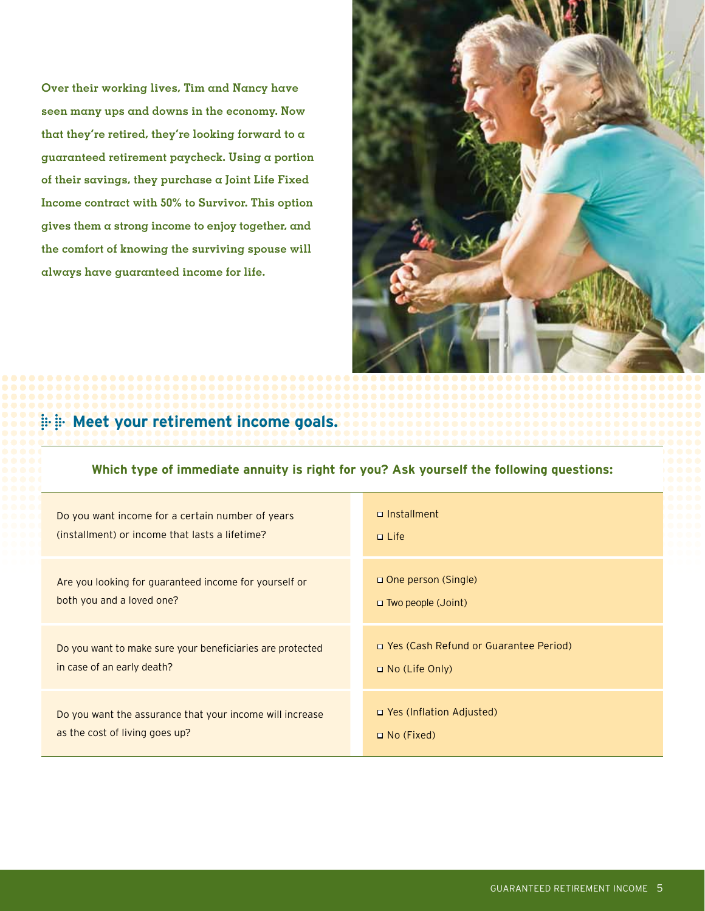**Over their working lives, Tim and Nancy have seen many ups and downs in the economy. Now that they're retired, they're looking forward to a guaranteed retirement paycheck. Using a portion of their savings, they purchase a Joint Life Fixed Income contract with 50% to Survivor. This option gives them a strong income to enjoy together, and the comfort of knowing the surviving spouse will always have guaranteed income for life.**

## Meet your retirement income goals.

**Which type of immediate annuity is right for you? Ask yourself the following questions:**

| Question | Options |
| --- | --- |
| Do you want income for a certain number of years (installment) or income that lasts a lifetime? | ☐ Installment<br>☐ Life |
| Are you looking for guaranteed income for yourself or both you and a loved one? | ☐ One person (Single)<br>☐ Two people (Joint) |
| Do you want to make sure your beneficiaries are protected in case of an early death? | ☐ Yes (Cash Refund or Guarantee Period)<br>☐ No (Life Only) |
| Do you want the assurance that your income will increase as the cost of living goes up? | ☐ Yes (Inflation Adjusted)<br>☐ No (Fixed) |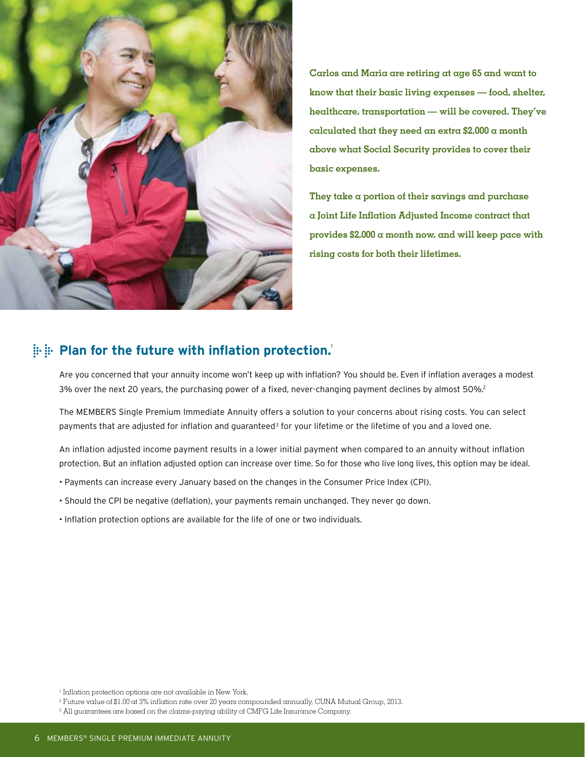**Carlos and Maria are retiring at age 65 and want to know that their basic living expenses — food, shelter, healthcare, transportation — will be covered. They've calculated that they need an extra $2,000 a month above what Social Security provides to cover their basic expenses.**

**They take a portion of their savings and purchase a Joint Life Inflation Adjusted Income contract that provides $2,000 a month now, and will keep pace with rising costs for both their lifetimes.**

## Plan for the future with inflation protection.[1]

Are you concerned that your annuity income won't keep up with inflation? You should be. Even if inflation averages a modest 3% over the next 20 years, the purchasing power of a fixed, never-changing payment declines by almost 50%.[2]

The MEMBERS Single Premium Immediate Annuity offers a solution to your concerns about rising costs. You can select payments that are adjusted for inflation and guaranteed[3] for your lifetime or the lifetime of you and a loved one.

An inflation adjusted income payment results in a lower initial payment when compared to an annuity without inflation protection. But an inflation adjusted option can increase over time. So for those who live long lives, this option may be ideal.

- Payments can increase every January based on the changes in the Consumer Price Index (CPI).
- Should the CPI be negative (deflation), your payments remain unchanged. They never go down.
- Inflation protection options are available for the life of one or two individuals.

[1] Inflation protection options are not available in New York.

[2] Future value of $1.00 at 3% inflation rate over 20 years compounded annually, CUNA Mutual Group, 2013.

[3] All guarantees are based on the claims-paying ability of CMFG Life Insurance Company.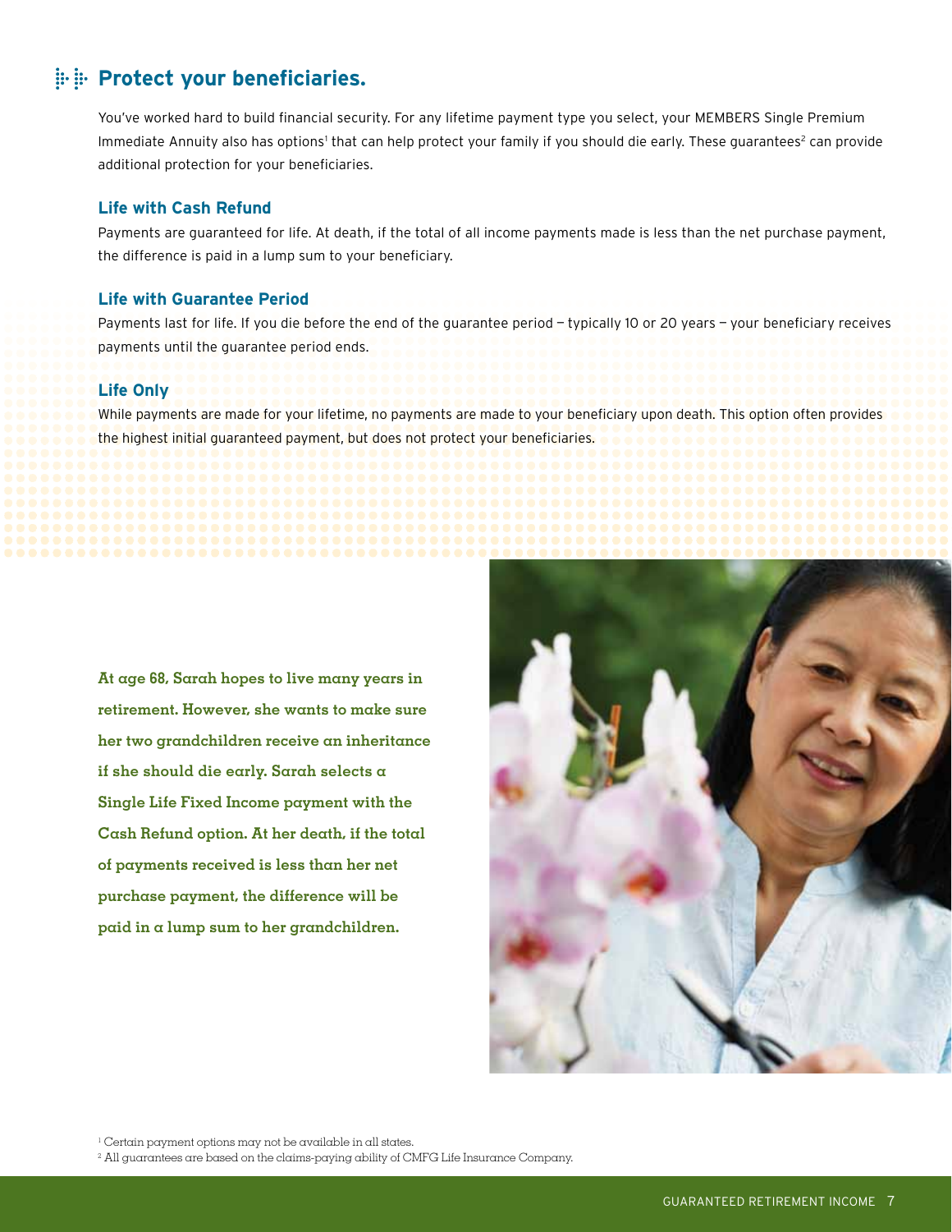## Protect your beneficiaries.

You've worked hard to build financial security. For any lifetime payment type you select, your MEMBERS Single Premium Immediate Annuity also has options[1] that can help protect your family if you should die early. These guarantees[2] can provide additional protection for your beneficiaries.

### Life with Cash Refund

Payments are guaranteed for life. At death, if the total of all income payments made is less than the net purchase payment, the difference is paid in a lump sum to your beneficiary.

### Life with Guarantee Period

Payments last for life. If you die before the end of the guarantee period – typically 10 or 20 years – your beneficiary receives payments until the guarantee period ends.

### Life Only

While payments are made for your lifetime, no payments are made to your beneficiary upon death. This option often provides the highest initial guaranteed payment, but does not protect your beneficiaries.

**At age 68, Sarah hopes to live many years in retirement. However, she wants to make sure her two grandchildren receive an inheritance if she should die early. Sarah selects a Single Life Fixed Income payment with the Cash Refund option. At her death, if the total of payments received is less than her net purchase payment, the difference will be paid in a lump sum to her grandchildren.**

[1] Certain payment options may not be available in all states.

[2] All guarantees are based on the claims-paying ability of CMFG Life Insurance Company.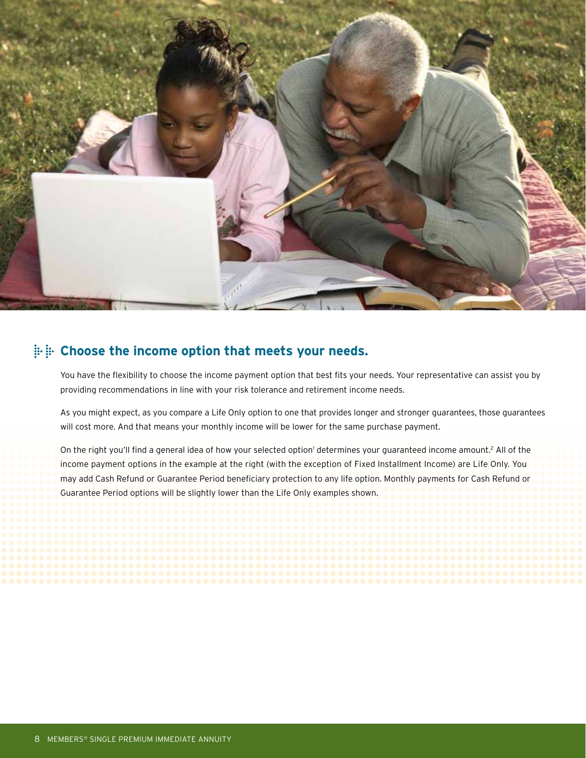## Choose the income option that meets your needs.

You have the flexibility to choose the income payment option that best fits your needs. Your representative can assist you by providing recommendations in line with your risk tolerance and retirement income needs.

As you might expect, as you compare a Life Only option to one that provides longer and stronger guarantees, those guarantees will cost more. And that means your monthly income will be lower for the same purchase payment.

On the right you'll find a general idea of how your selected option[1] determines your guaranteed income amount.[2] All of the income payment options in the example at the right (with the exception of Fixed Installment Income) are Life Only. You may add Cash Refund or Guarantee Period beneficiary protection to any life option. Monthly payments for Cash Refund or Guarantee Period options will be slightly lower than the Life Only examples shown.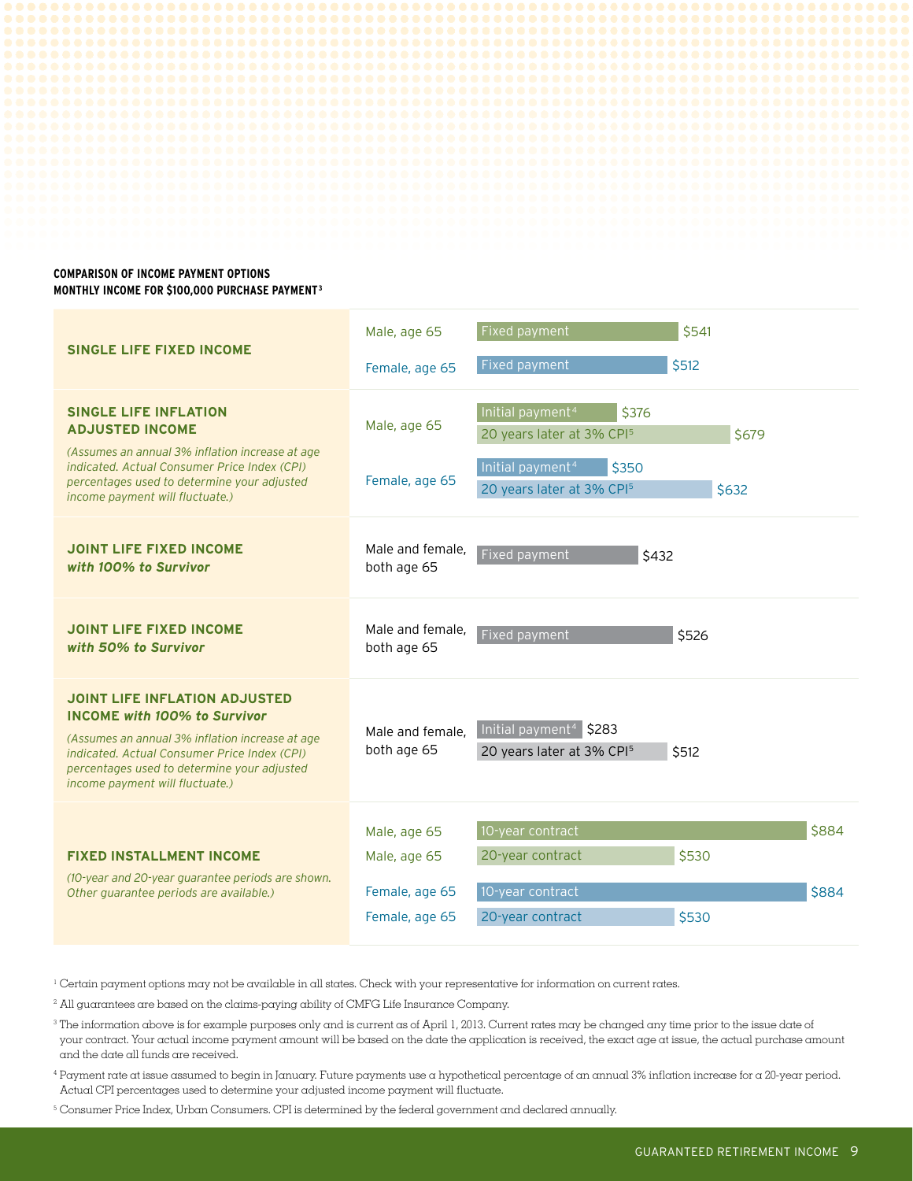**COMPARISON OF INCOME PAYMENT OPTIONS**
**MONTHLY INCOME FOR $100,000 PURCHASE PAYMENT[3]**

| Option | Annuitant | Payment | Amount |
|---|---|---|---|
| **SINGLE LIFE FIXED INCOME** | Male, age 65 | Fixed payment | $541 |
| | Female, age 65 | Fixed payment | $512 |
| **SINGLE LIFE INFLATION ADJUSTED INCOME** *(Assumes an annual 3% inflation increase at age indicated. Actual Consumer Price Index (CPI) percentages used to determine your adjusted income payment will fluctuate.)* | Male, age 65 | Initial payment[4] | $376 |
| | | 20 years later at 3% CPI[5] | $679 |
| | Female, age 65 | Initial payment[4] | $350 |
| | | 20 years later at 3% CPI[5] | $632 |
| **JOINT LIFE FIXED INCOME** ***with 100% to Survivor*** | Male and female, both age 65 | Fixed payment | $432 |
| **JOINT LIFE FIXED INCOME** ***with 50% to Survivor*** | Male and female, both age 65 | Fixed payment | $526 |
| **JOINT LIFE INFLATION ADJUSTED INCOME** ***with 100% to Survivor*** *(Assumes an annual 3% inflation increase at age indicated. Actual Consumer Price Index (CPI) percentages used to determine your adjusted income payment will fluctuate.)* | Male and female, both age 65 | Initial payment[4] | $283 |
| | | 20 years later at 3% CPI[5] | $512 |
| **FIXED INSTALLMENT INCOME** *(10-year and 20-year guarantee periods are shown. Other guarantee periods are available.)* | Male, age 65 | 10-year contract | $884 |
| | Male, age 65 | 20-year contract | $530 |
| | Female, age 65 | 10-year contract | $884 |
| | Female, age 65 | 20-year contract | $530 |

[1] Certain payment options may not be available in all states. Check with your representative for information on current rates.

[2] All guarantees are based on the claims-paying ability of CMFG Life Insurance Company.

[3] The information above is for example purposes only and is current as of April 1, 2013. Current rates may be changed any time prior to the issue date of your contract. Your actual income payment amount will be based on the date the application is received, the exact age at issue, the actual purchase amount and the date all funds are received.

[4] Payment rate at issue assumed to begin in January. Future payments use a hypothetical percentage of an annual 3% inflation increase for a 20-year period. Actual CPI percentages used to determine your adjusted income payment will fluctuate.

[5] Consumer Price Index, Urban Consumers. CPI is determined by the federal government and declared annually.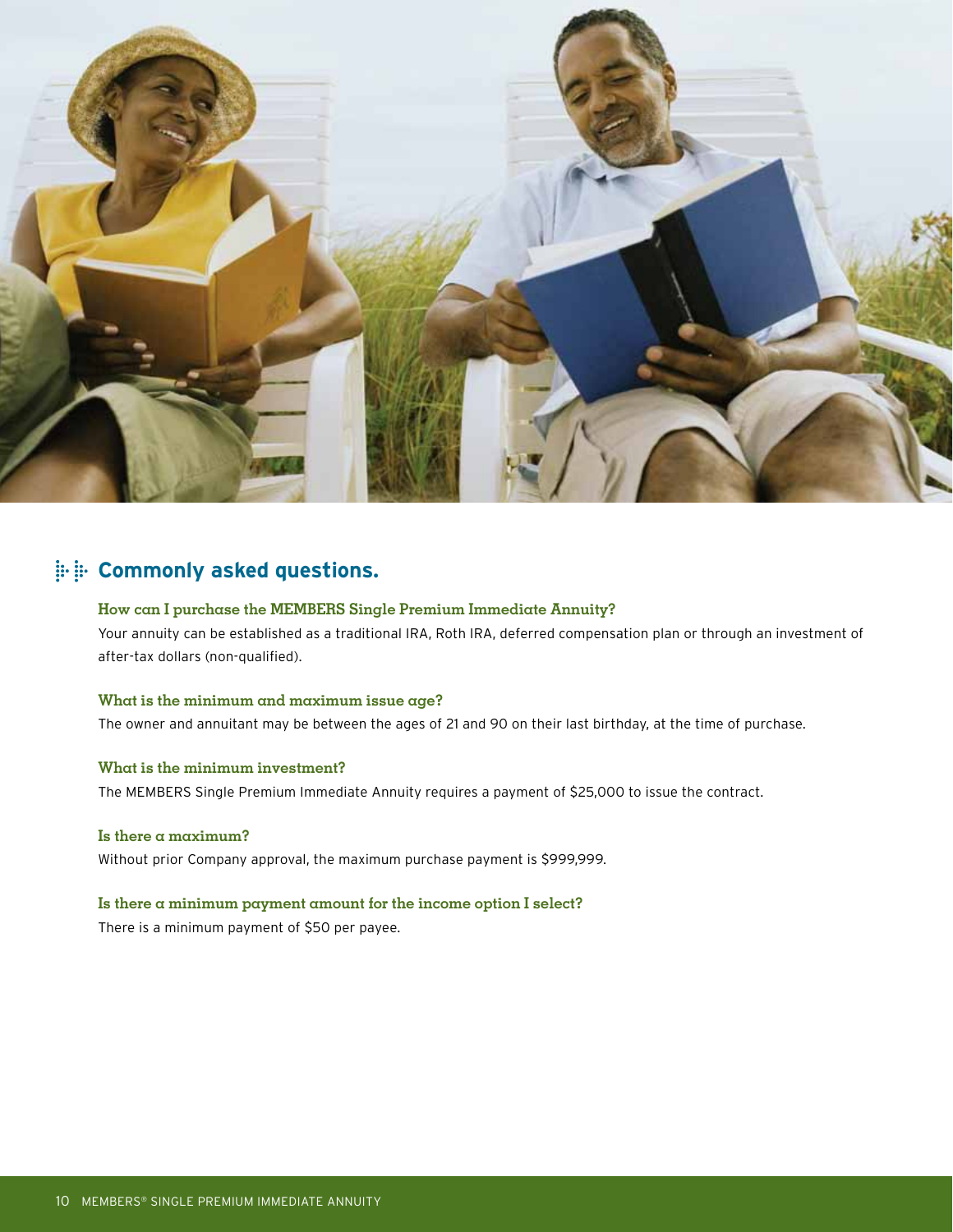## Commonly asked questions.

### How can I purchase the MEMBERS Single Premium Immediate Annuity?

Your annuity can be established as a traditional IRA, Roth IRA, deferred compensation plan or through an investment of after-tax dollars (non-qualified).

### What is the minimum and maximum issue age?

The owner and annuitant may be between the ages of 21 and 90 on their last birthday, at the time of purchase.

### What is the minimum investment?

The MEMBERS Single Premium Immediate Annuity requires a payment of $25,000 to issue the contract.

### Is there a maximum?

Without prior Company approval, the maximum purchase payment is $999,999.

### Is there a minimum payment amount for the income option I select?

There is a minimum payment of $50 per payee.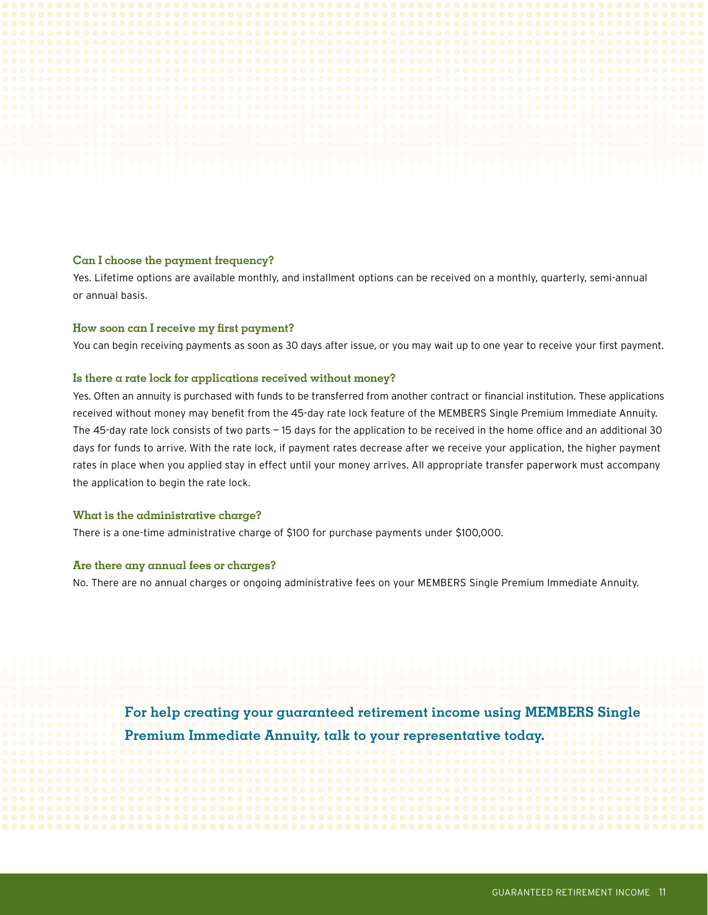### Can I choose the payment frequency?

Yes. Lifetime options are available monthly, and installment options can be received on a monthly, quarterly, semi-annual or annual basis.

### How soon can I receive my first payment?

You can begin receiving payments as soon as 30 days after issue, or you may wait up to one year to receive your first payment.

### Is there a rate lock for applications received without money?

Yes. Often an annuity is purchased with funds to be transferred from another contract or financial institution. These applications received without money may benefit from the 45-day rate lock feature of the MEMBERS Single Premium Immediate Annuity. The 45-day rate lock consists of two parts — 15 days for the application to be received in the home office and an additional 30 days for funds to arrive. With the rate lock, if payment rates decrease after we receive your application, the higher payment rates in place when you applied stay in effect until your money arrives. All appropriate transfer paperwork must accompany the application to begin the rate lock.

### What is the administrative charge?

There is a one-time administrative charge of $100 for purchase payments under $100,000.

### Are there any annual fees or charges?

No. There are no annual charges or ongoing administrative fees on your MEMBERS Single Premium Immediate Annuity.

**For help creating your guaranteed retirement income using MEMBERS Single Premium Immediate Annuity, talk to your representative today.**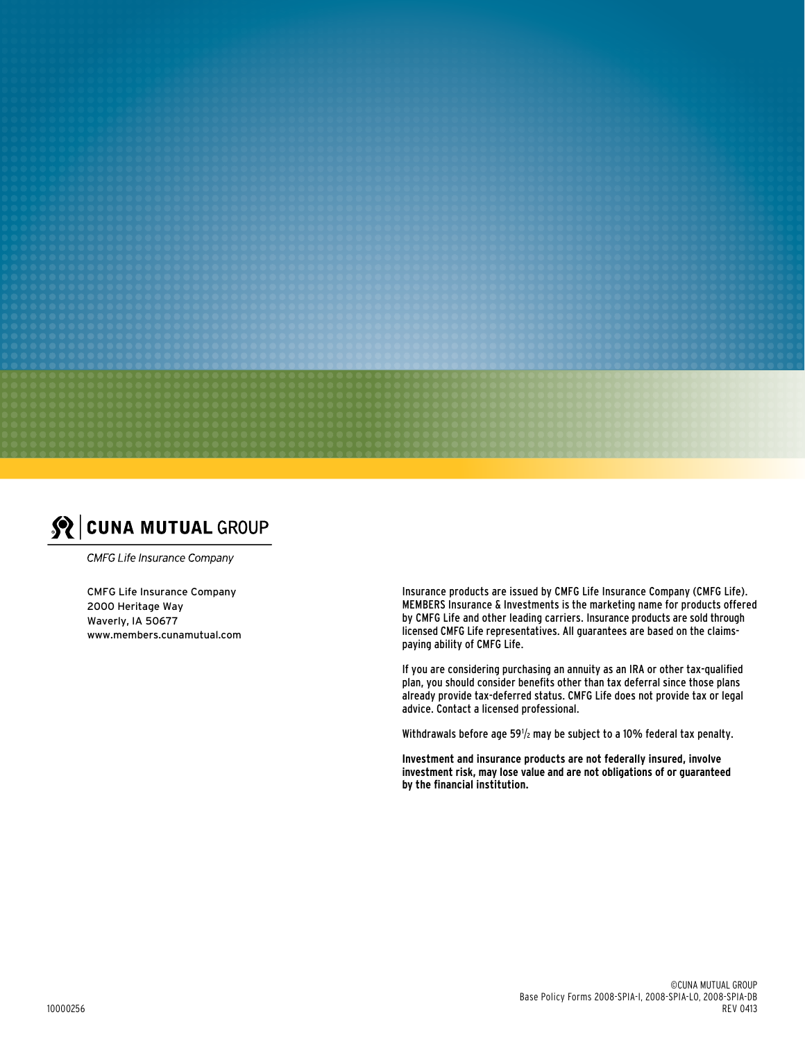CUNA MUTUAL GROUP

*CMFG Life Insurance Company*

CMFG Life Insurance Company
2000 Heritage Way
Waverly, IA 50677
www.members.cunamutual.com

Insurance products are issued by CMFG Life Insurance Company (CMFG Life). MEMBERS Insurance & Investments is the marketing name for products offered by CMFG Life and other leading carriers. Insurance products are sold through licensed CMFG Life representatives. All guarantees are based on the claims-paying ability of CMFG Life.

If you are considering purchasing an annuity as an IRA or other tax-qualified plan, you should consider benefits other than tax deferral since those plans already provide tax-deferred status. CMFG Life does not provide tax or legal advice. Contact a licensed professional.

Withdrawals before age 59½ may be subject to a 10% federal tax penalty.

**Investment and insurance products are not federally insured, involve investment risk, may lose value and are not obligations of or guaranteed by the financial institution.**

10000256

©CUNA MUTUAL GROUP
Base Policy Forms 2008-SPIA-I, 2008-SPIA-LO, 2008-SPIA-DB
REV 0413